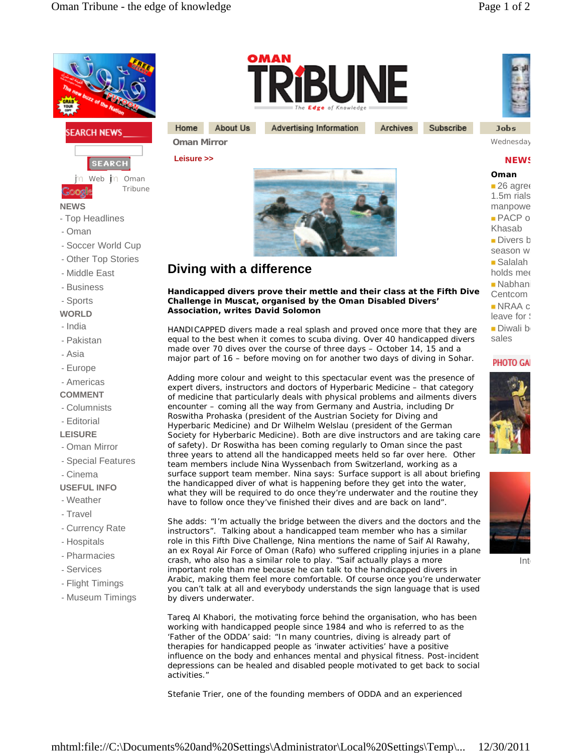# Diving with a difference

**Handicapped divers prove their mettle and their class at the Fifth Dive Challenge in Muscat, organised by the Oman Disabled Divers' Association, writes David Solomon**

HANDICAPPED divers made a real splash and proved once more that they are equal to the best when it comes to scuba diving. Over 40 handicapped divers made over 70 dives over the course of three days – October 14, 15 and a major part of 16 – before moving on for another two days of diving in Sohar.

Adding more colour and weight to this spectacular event was the presence of expert divers, instructors and doctors of Hyperbaric Medicine – that category of medicine that particularly deals with physical problems and ailments divers encounter – coming all the way from Germany and Austria, including Dr Roswitha Prohaska (president of the Austrian Society for Diving and Hyperbaric Medicine) and Dr Wilhelm Welslau (president of the German Society for Hyberbaric Medicine). Both are dive instructors and are taking care of safety). Dr Roswitha has been coming regularly to Oman since the past three years to attend all the handicapped meets held so far over here. Other team members include Nina Wyssenbach from Switzerland, working as a surface support team member. Nina says: Surface support is all about briefing the handicapped diver of what is happening before they get into the water, what they will be required to do once they're underwater and the routine they have to follow once they've finished their dives and are back on land".

She adds: "I'm actually the bridge between the divers and the doctors and the instructors". Talking about a handicapped team member who has a similar role in this Fifth Dive Challenge, Nina mentions the name of Saif Al Rawahy, an ex Royal Air Force of Oman (Rafo) who suffered crippling injuries in a plane crash, who also has a similar role to play. "Saif actually plays a more important role than me because he can talk to the handicapped divers in Arabic, making them feel more comfortable. Of course once you're underwater you can't talk at all and everybody understands the sign language that is used by divers underwater.

Tareq Al Khabori, the motivating force behind the organisation, who has been working with handicapped people since 1984 and who is referred to as the 'Father of the ODDA' said: "In many countries, diving is already part of therapies for handicapped people as 'inwater activities' have a positive influence on the body and enhances mental and physical fitness. Post-incident depressions can be healed and disabled people motivated to get back to social activities."

Stefanie Trier, one of the founding members of ODDA and an experienced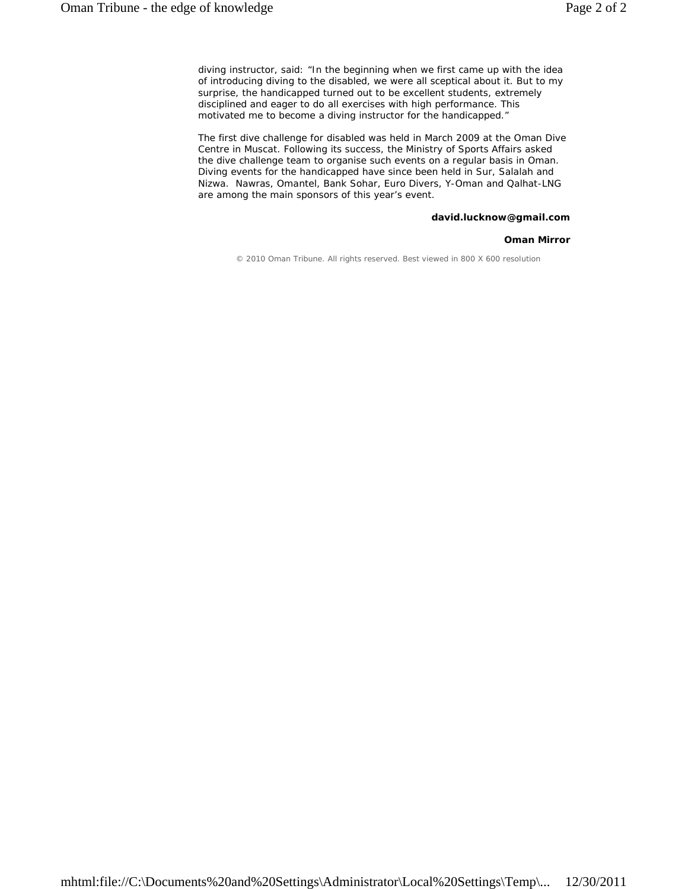diving instructor, said: "In the beginning when we first came up with the idea of introducing diving to the disabled, we were all sceptical about it. But to my surprise, the handicapped turned out to be excellent students, extremely disciplined and eager to do all exercises with high performance. This motivated me to become a diving instructor for the handicapped."

The first dive challenge for disabled was held in March 2009 at the Oman Dive Centre in Muscat. Following its success, the Ministry of Sports Affairs asked the dive challenge team to organise such events on a regular basis in Oman. Diving events for the handicapped have since been held in Sur, Salalah and Nizwa. Nawras, Omantel, Bank Sohar, Euro Divers, Y-Oman and Qalhat-LNG are among the main sponsors of this year's event.

**david.lucknow@gmail.com**

**Oman Mirror**

© 2010 Oman Tribune. All rights reserved. Best viewed in 800 X 600 resolution